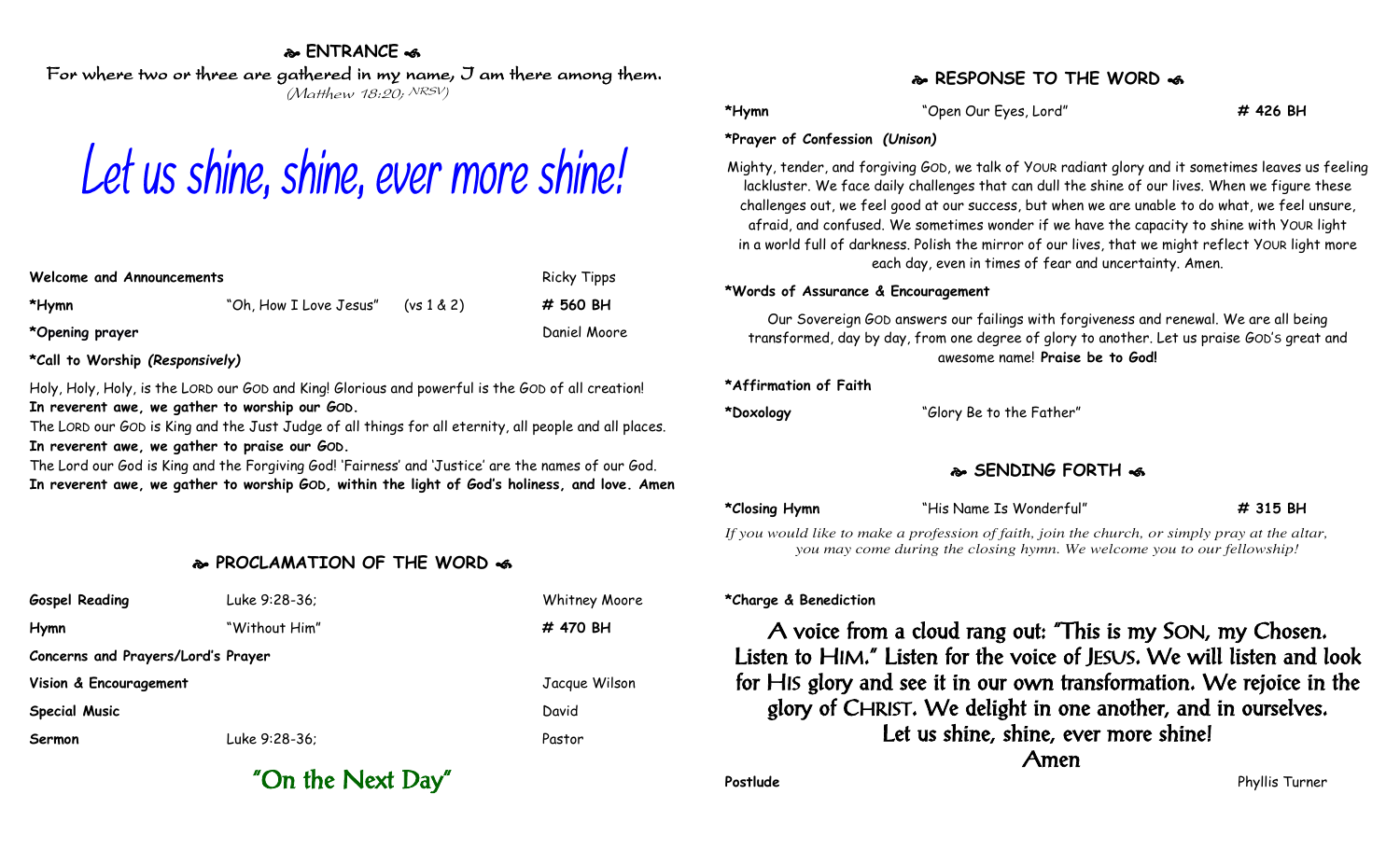## ENTRANCE

*For where two or three are gathered in my name, I am there among them.*
*(Matthew 18:20; NRSV)*

# Let us shine, shine, ever more shine!

| | | | |
|---|---|---|---|
| **Welcome and Announcements** | | | Ricky Tipps |
| ***Hymn** | "Oh, How I Love Jesus" | (vs 1 & 2) | **# 560 BH** |
| ***Opening prayer** | | | Daniel Moore |

***Call to Worship *(Responsively)***

Holy, Holy, Holy, is the LORD our GOD and King! Glorious and powerful is the GOD of all creation!
**In reverent awe, we gather to worship our GOD.**
The LORD our GOD is King and the Just Judge of all things for all eternity, all people and all places.
**In reverent awe, we gather to praise our GOD.**
The Lord our God is King and the Forgiving God! 'Fairness' and 'Justice' are the names of our God.
**In reverent awe, we gather to worship GOD, within the light of God's holiness, and love. Amen**

## PROCLAMATION OF THE WORD

| | | |
|---|---|---|
| **Gospel Reading** | Luke 9:28-36; | Whitney Moore |
| **Hymn** | "Without Him" | **# 470 BH** |
| **Concerns and Prayers/Lord's Prayer** | | |
| **Vision & Encouragement** | | Jacque Wilson |
| **Special Music** | | David |
| **Sermon** | Luke 9:28-36; | Pastor |

"On the Next Day"

## RESPONSE TO THE WORD

| | | |
|---|---|---|
| ***Hymn** | "Open Our Eyes, Lord" | **# 426 BH** |

***Prayer of Confession *(Unison)***

Mighty, tender, and forgiving GOD, we talk of YOUR radiant glory and it sometimes leaves us feeling lackluster. We face daily challenges that can dull the shine of our lives. When we figure these challenges out, we feel good at our success, but when we are unable to do what, we feel unsure, afraid, and confused. We sometimes wonder if we have the capacity to shine with YOUR light in a world full of darkness. Polish the mirror of our lives, that we might reflect YOUR light more each day, even in times of fear and uncertainty. Amen.

***Words of Assurance & Encouragement**

Our Sovereign GOD answers our failings with forgiveness and renewal. We are all being transformed, day by day, from one degree of glory to another. Let us praise GOD'S great and awesome name! **Praise be to God!**

***Affirmation of Faith**

***Doxology** — "Glory Be to the Father"

## SENDING FORTH

| | | |
|---|---|---|
| ***Closing Hymn** | "His Name Is Wonderful" | **# 315 BH** |

*If you would like to make a profession of faith, join the church, or simply pray at the altar, you may come during the closing hymn. We welcome you to our fellowship!*

***Charge & Benediction**

A voice from a cloud rang out: "This is my SON, my Chosen. Listen to HIM." Listen for the voice of JESUS. We will listen and look for HIS glory and see it in our own transformation. We rejoice in the glory of CHRIST. We delight in one another, and in ourselves.
Let us shine, shine, ever more shine!
Amen

**Postlude** — Phyllis Turner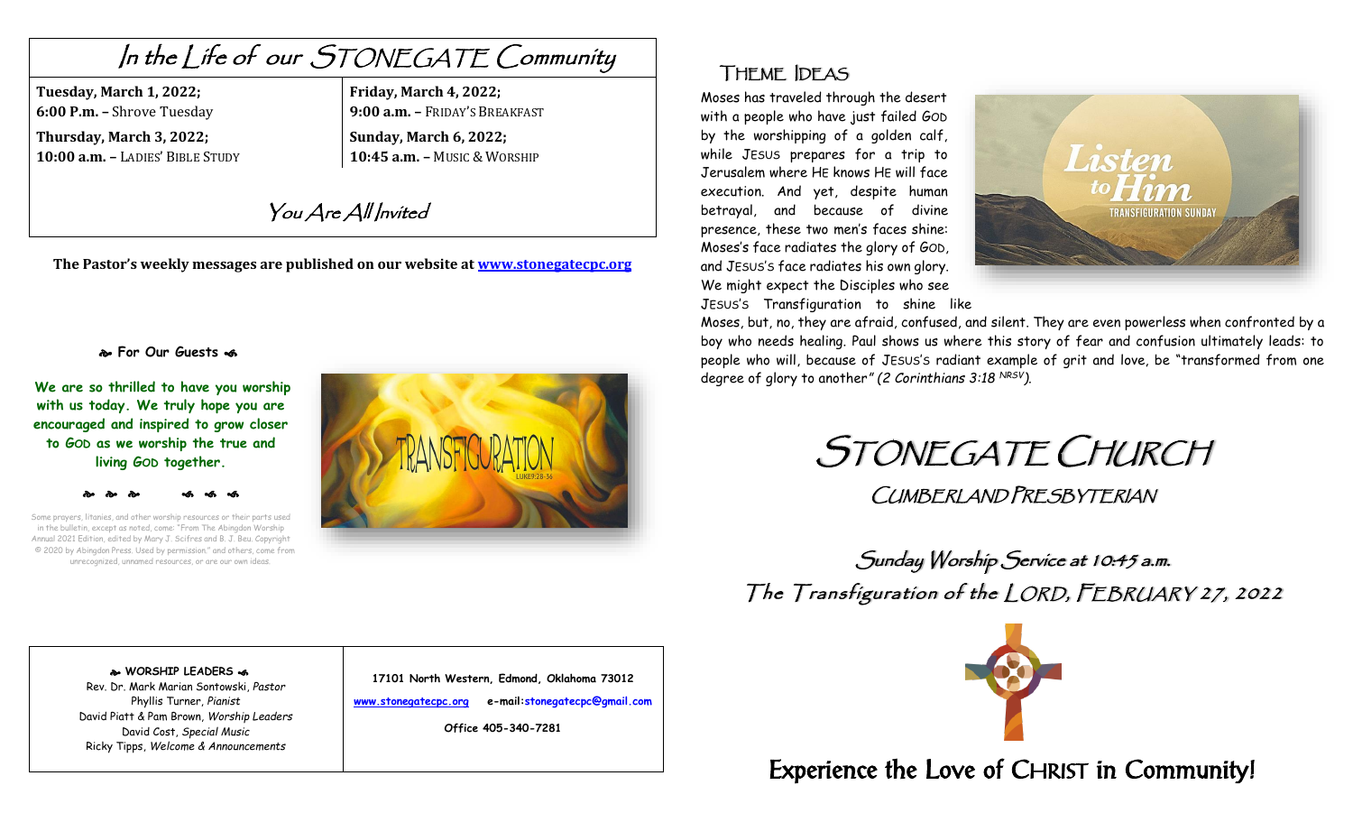# In the Life of our STONEGATE Community

**Tuesday, March 1, 2022;**
**6:00 P.m. –** Shrove Tuesday

**Thursday, March 3, 2022;**
**10:00 a.m. –** LADIES' BIBLE STUDY

**Friday, March 4, 2022;**
**9:00 a.m. –** FRIDAY'S BREAKFAST

**Sunday, March 6, 2022;**
**10:45 a.m. –** MUSIC & WORSHIP

*You Are All Invited*

**The Pastor's weekly messages are published on our website at [www.stonegatecpc.org](http://www.stonegatecpc.org)**

### For Our Guests

**We are so thrilled to have you worship with us today. We truly hope you are encouraged and inspired to grow closer to GOD as we worship the true and living GOD together.**

Some prayers, litanies, and other worship resources or their parts used in the bulletin, except as noted, come: "From The Abingdon Worship Annual 2021 Edition, edited by Mary J. Scifres and B. J. Beu. Copyright © 2020 by Abingdon Press. Used by permission." and others, come from unrecognized, unnamed resources, or are our own ideas.

**WORSHIP LEADERS**

Rev. Dr. Mark Marian Sontowski, *Pastor*
Phyllis Turner, *Pianist*
David Piatt & Pam Brown, *Worship Leaders*
David Cost, *Special Music*
Ricky Tipps, *Welcome & Announcements*

**17101 North Western, Edmond, Oklahoma 73012**

**[www.stonegatecpc.org](http://www.stonegatecpc.org) e-mail: stonegatecpc@gmail.com**

**Office 405-340-7281**

## THEME IDEAS

Moses has traveled through the desert with a people who have just failed GOD by the worshipping of a golden calf, while JESUS prepares for a trip to Jerusalem where HE knows HE will face execution. And yet, despite human betrayal, and because of divine presence, these two men's faces shine: Moses's face radiates the glory of GOD, and JESUS'S face radiates his own glory. We might expect the Disciples who see JESUS'S Transfiguration to shine like Moses, but, no, they are afraid, confused, and silent. They are even powerless when confronted by a boy who needs healing. Paul shows us where this story of fear and confusion ultimately leads: to people who will, because of JESUS'S radiant example of grit and love, be "transformed from one degree of glory to another" *(2 Corinthians 3:18 NRSV).*

# STONEGATE CHURCH

## CUMBERLAND PRESBYTERIAN

### Sunday Worship Service at 10:45 a.m.

### The Transfiguration of the LORD, FEBRUARY 27, 2022

## Experience the Love of CHRIST in Community!